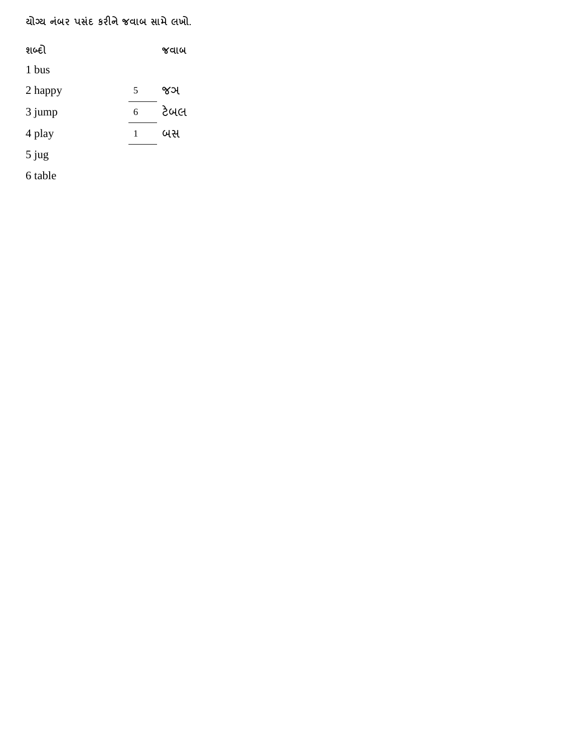યોગ્ય નંબર પસંદ કરીને જવાબ સામે લખો.

| શબ્દો | | જવાબ |
|---|---|---|
| 1 bus | | |
| 2 happy | 5 | જગ |
| 3 jump | 6 | ટેબલ |
| 4 play | 1 | બસ |
| 5 jug | | |
| 6 table | | |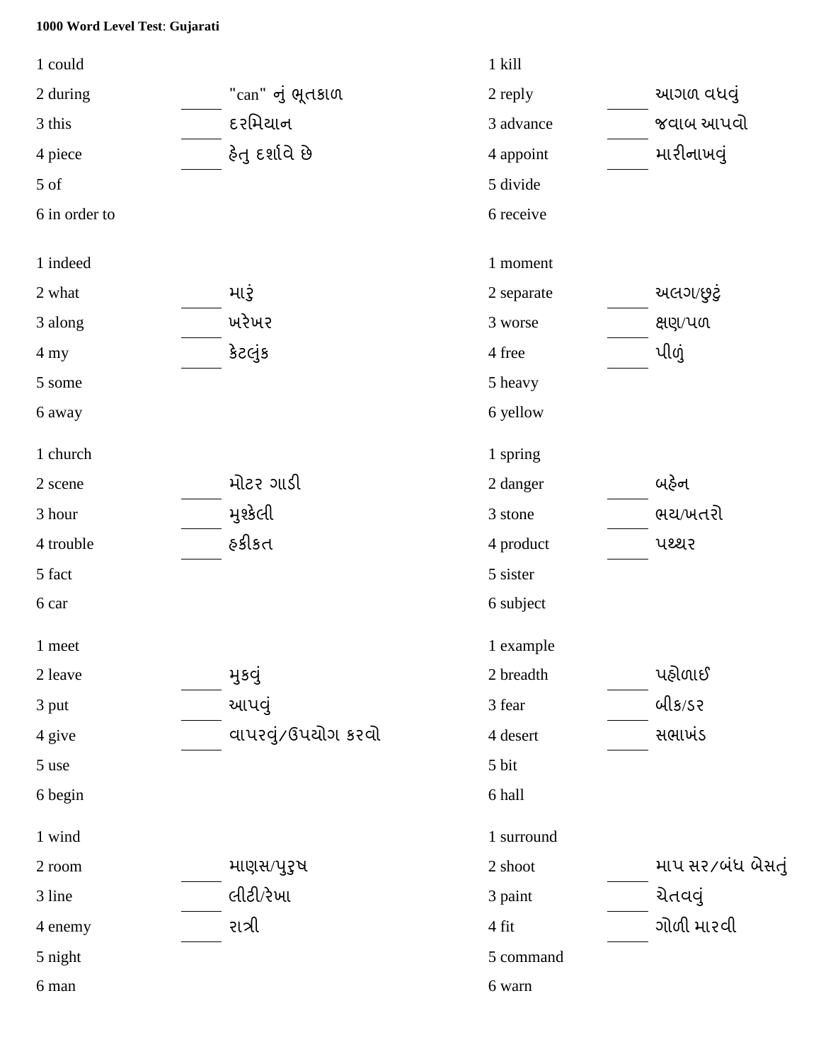**1000 Word Level Test**: **Gujarati**

| | | |
|---|---|---|
| 1 could | | |
| 2 during | _____ | "can" નું ભૂતકાળ |
| 3 this | _____ | દરમિયાન |
| 4 piece | _____ | હેતુ દર્શાવે છે |
| 5 of | | |
| 6 in order to | | |

| | | |
|---|---|---|
| 1 indeed | | |
| 2 what | _____ | મારું |
| 3 along | _____ | ખરેખર |
| 4 my | _____ | કેટલુંક |
| 5 some | | |
| 6 away | | |

| | | |
|---|---|---|
| 1 church | | |
| 2 scene | _____ | મોટર ગાડી |
| 3 hour | _____ | મુશ્કેલી |
| 4 trouble | _____ | હકીકત |
| 5 fact | | |
| 6 car | | |

| | | |
|---|---|---|
| 1 meet | | |
| 2 leave | _____ | મુકવું |
| 3 put | _____ | આપવું |
| 4 give | _____ | વાપરવું/ઉપયોગ કરવો |
| 5 use | | |
| 6 begin | | |

| | | |
|---|---|---|
| 1 wind | | |
| 2 room | _____ | માણસ/પુરુષ |
| 3 line | _____ | લીટી/રેખા |
| 4 enemy | _____ | રાત્રી |
| 5 night | | |
| 6 man | | |

| | | |
|---|---|---|
| 1 kill | | |
| 2 reply | _____ | આગળ વધવું |
| 3 advance | _____ | જવાબ આપવો |
| 4 appoint | _____ | મારીનાખવું |
| 5 divide | | |
| 6 receive | | |

| | | |
|---|---|---|
| 1 moment | | |
| 2 separate | _____ | અલગ/છુટ્ટું |
| 3 worse | _____ | ક્ષણ/પળ |
| 4 free | _____ | પીળું |
| 5 heavy | | |
| 6 yellow | | |

| | | |
|---|---|---|
| 1 spring | | |
| 2 danger | _____ | બહેન |
| 3 stone | _____ | ભય/ખતરો |
| 4 product | _____ | પથ્થર |
| 5 sister | | |
| 6 subject | | |

| | | |
|---|---|---|
| 1 example | | |
| 2 breadth | _____ | પહોળાઈ |
| 3 fear | _____ | બીક/ડર |
| 4 desert | _____ | સભાખંડ |
| 5 bit | | |
| 6 hall | | |

| | | |
|---|---|---|
| 1 surround | | |
| 2 shoot | _____ | માપ સર/બંધ બેસતું |
| 3 paint | _____ | ચેતવવું |
| 4 fit | _____ | ગોળી મારવી |
| 5 command | | |
| 6 warn | | |